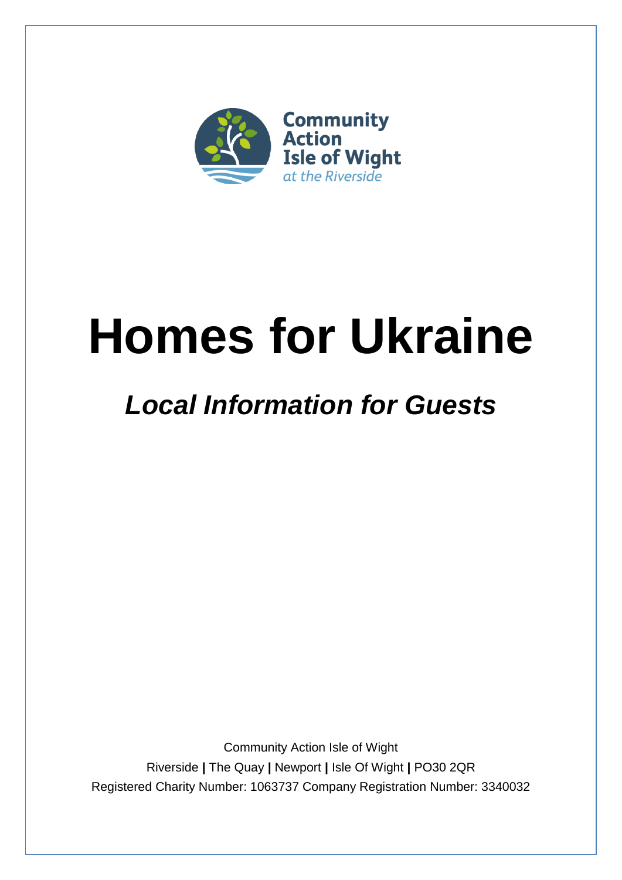Community Action Isle of Wight *at the Riverside*

# Homes for Ukraine

## *Local Information for Guests*

Community Action Isle of Wight
Riverside **|** The Quay **|** Newport **|** Isle Of Wight **|** PO30 2QR
Registered Charity Number: 1063737 Company Registration Number: 3340032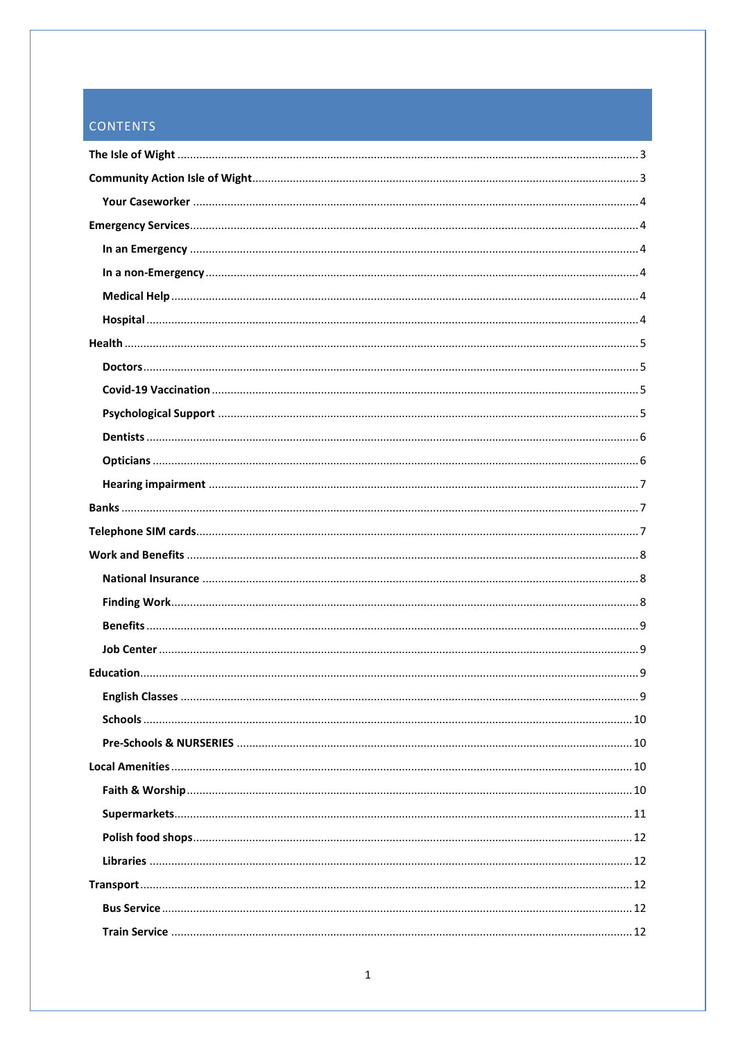# CONTENTS

- **The Isle of Wight** ... 3
- **Community Action Isle of Wight** ... 3
  - **Your Caseworker** ... 4
- **Emergency Services** ... 4
  - **In an Emergency** ... 4
  - **In a non-Emergency** ... 4
  - **Medical Help** ... 4
  - **Hospital** ... 4
- **Health** ... 5
  - **Doctors** ... 5
  - **Covid-19 Vaccination** ... 5
  - **Psychological Support** ... 5
  - **Dentists** ... 6
  - **Opticians** ... 6
  - **Hearing impairment** ... 7
- **Banks** ... 7
- **Telephone SIM cards** ... 7
- **Work and Benefits** ... 8
  - **National Insurance** ... 8
  - **Finding Work** ... 8
  - **Benefits** ... 9
  - **Job Center** ... 9
- **Education** ... 9
  - **English Classes** ... 9
  - **Schools** ... 10
  - **Pre-Schools & NURSERIES** ... 10
- **Local Amenities** ... 10
  - **Faith & Worship** ... 10
  - **Supermarkets** ... 11
  - **Polish food shops** ... 12
  - **Libraries** ... 12
- **Transport** ... 12
  - **Bus Service** ... 12
  - **Train Service** ... 12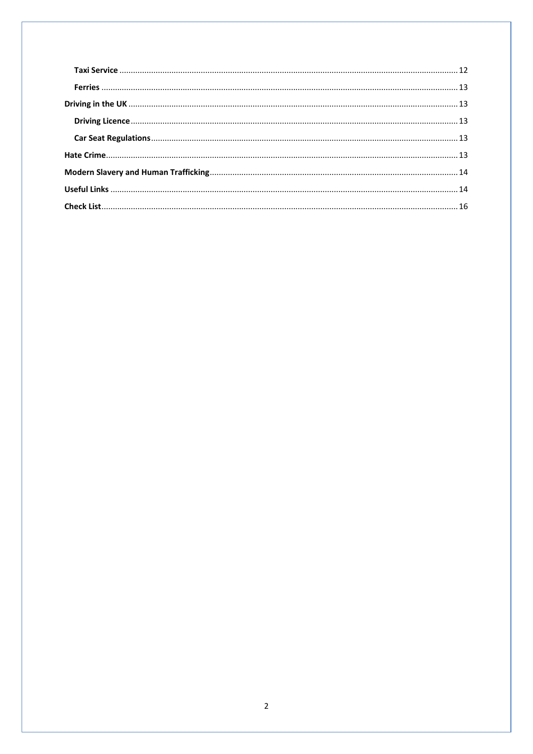- **Taxi Service** ..... 12
- **Ferries** ..... 13

**Driving in the UK** ..... 13

- **Driving Licence** ..... 13
- **Car Seat Regulations** ..... 13

**Hate Crime** ..... 13

**Modern Slavery and Human Trafficking** ..... 14

**Useful Links** ..... 14

**Check List** ..... 16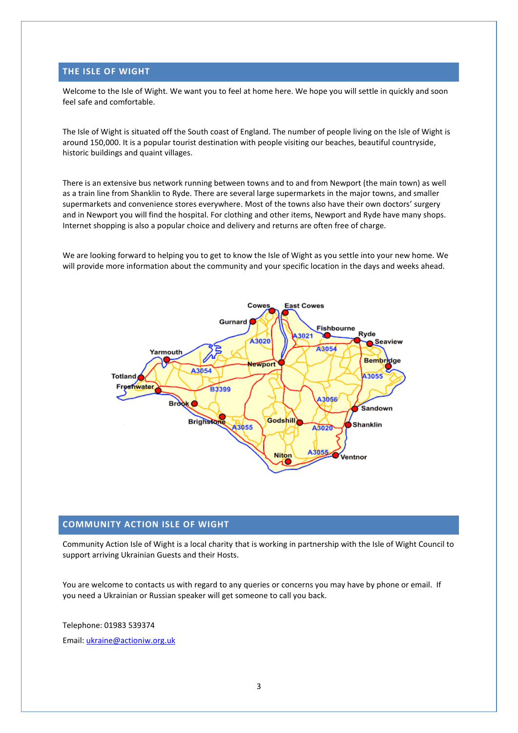## THE ISLE OF WIGHT

Welcome to the Isle of Wight. We want you to feel at home here. We hope you will settle in quickly and soon feel safe and comfortable.

The Isle of Wight is situated off the South coast of England. The number of people living on the Isle of Wight is around 150,000. It is a popular tourist destination with people visiting our beaches, beautiful countryside, historic buildings and quaint villages.

There is an extensive bus network running between towns and to and from Newport (the main town) as well as a train line from Shanklin to Ryde. There are several large supermarkets in the major towns, and smaller supermarkets and convenience stores everywhere. Most of the towns also have their own doctors' surgery and in Newport you will find the hospital. For clothing and other items, Newport and Ryde have many shops. Internet shopping is also a popular choice and delivery and returns are often free of charge.

We are looking forward to helping you to get to know the Isle of Wight as you settle into your new home. We will provide more information about the community and your specific location in the days and weeks ahead.

## COMMUNITY ACTION ISLE OF WIGHT

Community Action Isle of Wight is a local charity that is working in partnership with the Isle of Wight Council to support arriving Ukrainian Guests and their Hosts.

You are welcome to contacts us with regard to any queries or concerns you may have by phone or email. If you need a Ukrainian or Russian speaker will get someone to call you back.

Telephone: 01983 539374

Email: ukraine@actioniw.org.uk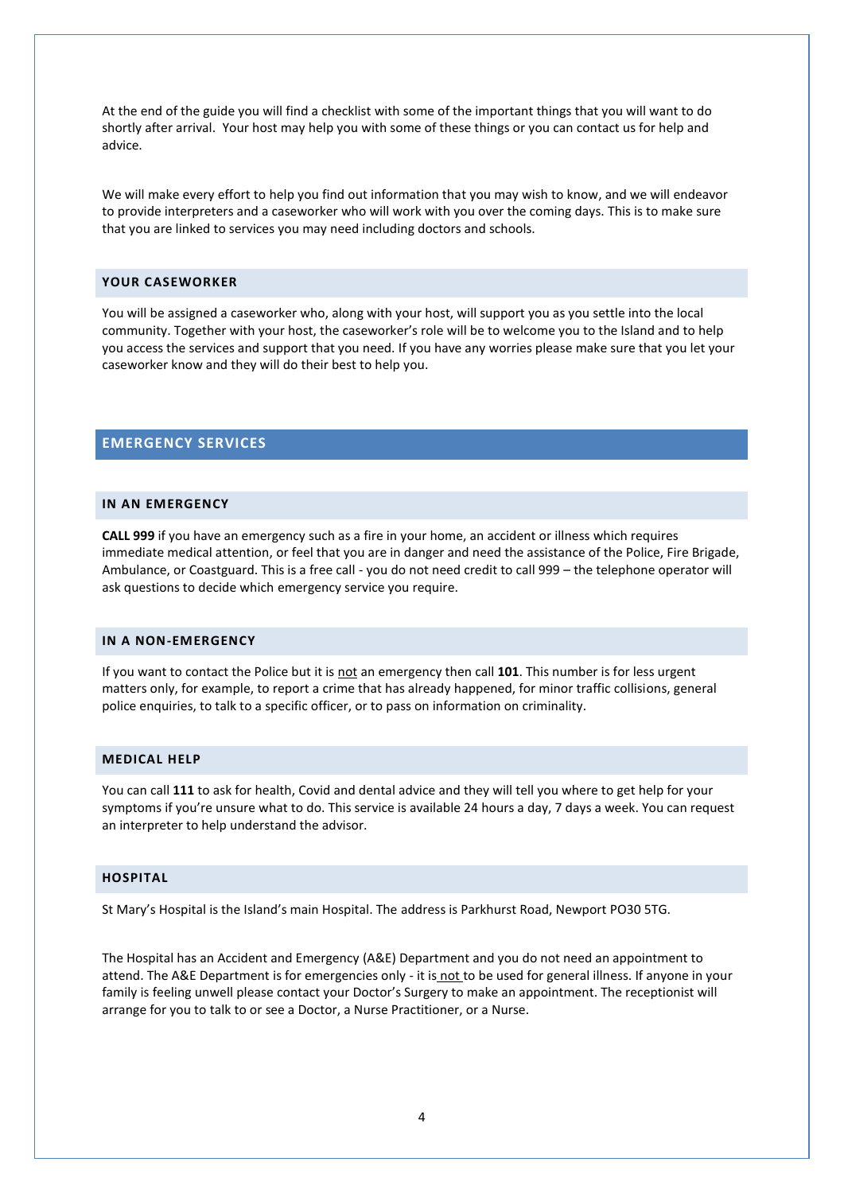At the end of the guide you will find a checklist with some of the important things that you will want to do shortly after arrival. Your host may help you with some of these things or you can contact us for help and advice.

We will make every effort to help you find out information that you may wish to know, and we will endeavor to provide interpreters and a caseworker who will work with you over the coming days. This is to make sure that you are linked to services you may need including doctors and schools.

### YOUR CASEWORKER

You will be assigned a caseworker who, along with your host, will support you as you settle into the local community. Together with your host, the caseworker's role will be to welcome you to the Island and to help you access the services and support that you need. If you have any worries please make sure that you let your caseworker know and they will do their best to help you.

## EMERGENCY SERVICES

### IN AN EMERGENCY

**CALL 999** if you have an emergency such as a fire in your home, an accident or illness which requires immediate medical attention, or feel that you are in danger and need the assistance of the Police, Fire Brigade, Ambulance, or Coastguard. This is a free call - you do not need credit to call 999 – the telephone operator will ask questions to decide which emergency service you require.

### IN A NON-EMERGENCY

If you want to contact the Police but it is not an emergency then call **101**. This number is for less urgent matters only, for example, to report a crime that has already happened, for minor traffic collisions, general police enquiries, to talk to a specific officer, or to pass on information on criminality.

### MEDICAL HELP

You can call **111** to ask for health, Covid and dental advice and they will tell you where to get help for your symptoms if you're unsure what to do. This service is available 24 hours a day, 7 days a week. You can request an interpreter to help understand the advisor.

### HOSPITAL

St Mary's Hospital is the Island's main Hospital. The address is Parkhurst Road, Newport PO30 5TG.

The Hospital has an Accident and Emergency (A&E) Department and you do not need an appointment to attend. The A&E Department is for emergencies only - it is not to be used for general illness. If anyone in your family is feeling unwell please contact your Doctor's Surgery to make an appointment. The receptionist will arrange for you to talk to or see a Doctor, a Nurse Practitioner, or a Nurse.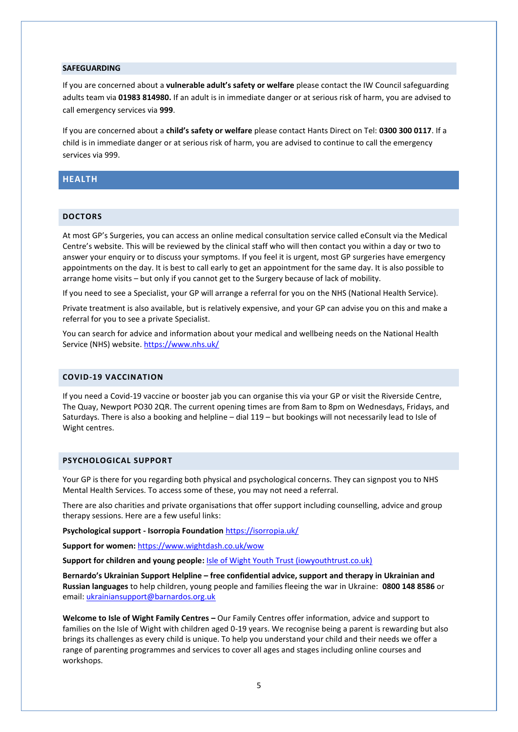## SAFEGUARDING

If you are concerned about a **vulnerable adult's safety or welfare** please contact the IW Council safeguarding adults team via **01983 814980.** If an adult is in immediate danger or at serious risk of harm, you are advised to call emergency services via **999**.

If you are concerned about a **child's safety or welfare** please contact Hants Direct on Tel: **0300 300 0117**. If a child is in immediate danger or at serious risk of harm, you are advised to continue to call the emergency services via 999.

# HEALTH

## DOCTORS

At most GP's Surgeries, you can access an online medical consultation service called eConsult via the Medical Centre's website. This will be reviewed by the clinical staff who will then contact you within a day or two to answer your enquiry or to discuss your symptoms. If you feel it is urgent, most GP surgeries have emergency appointments on the day. It is best to call early to get an appointment for the same day. It is also possible to arrange home visits – but only if you cannot get to the Surgery because of lack of mobility.

If you need to see a Specialist, your GP will arrange a referral for you on the NHS (National Health Service).

Private treatment is also available, but is relatively expensive, and your GP can advise you on this and make a referral for you to see a private Specialist.

You can search for advice and information about your medical and wellbeing needs on the National Health Service (NHS) website. https://www.nhs.uk/

## COVID-19 VACCINATION

If you need a Covid-19 vaccine or booster jab you can organise this via your GP or visit the Riverside Centre, The Quay, Newport PO30 2QR. The current opening times are from 8am to 8pm on Wednesdays, Fridays, and Saturdays. There is also a booking and helpline – dial 119 – but bookings will not necessarily lead to Isle of Wight centres.

## PSYCHOLOGICAL SUPPORT

Your GP is there for you regarding both physical and psychological concerns. They can signpost you to NHS Mental Health Services. To access some of these, you may not need a referral.

There are also charities and private organisations that offer support including counselling, advice and group therapy sessions. Here are a few useful links:

**Psychological support - Isorropia Foundation** https://isorropia.uk/

**Support for women:** https://www.wightdash.co.uk/wow

**Support for children and young people:** Isle of Wight Youth Trust (iowyouthtrust.co.uk)

**Bernardo's Ukrainian Support Helpline – free confidential advice, support and therapy in Ukrainian and Russian languages** to help children, young people and families fleeing the war in Ukraine: **0800 148 8586** or email: ukrainiansupport@barnardos.org.uk

**Welcome to Isle of Wight Family Centres –** Our Family Centres offer information, advice and support to families on the Isle of Wight with children aged 0-19 years. We recognise being a parent is rewarding but also brings its challenges as every child is unique. To help you understand your child and their needs we offer a range of parenting programmes and services to cover all ages and stages including online courses and workshops.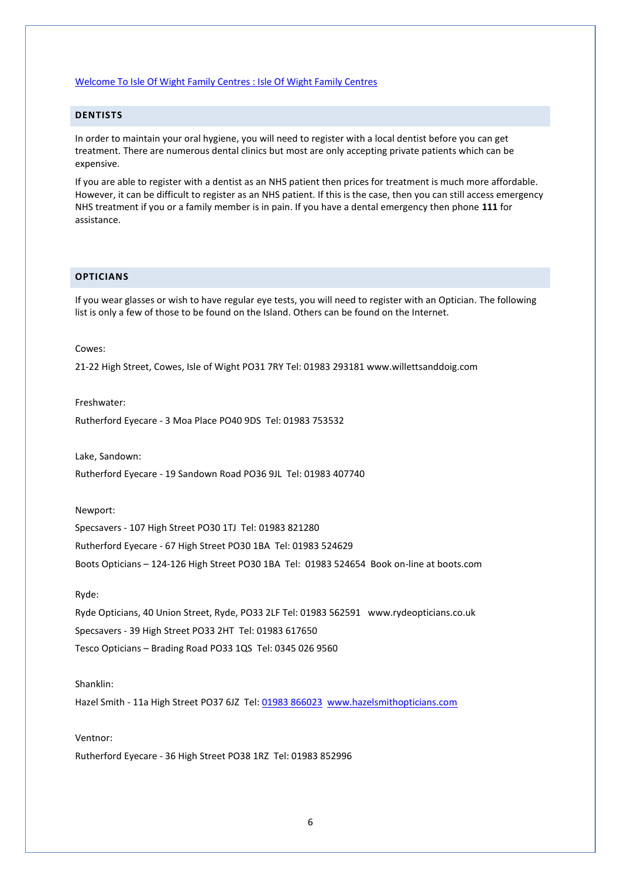[Welcome To Isle Of Wight Family Centres : Isle Of Wight Family Centres](Welcome To Isle Of Wight Family Centres : Isle Of Wight Family Centres)

## DENTISTS

In order to maintain your oral hygiene, you will need to register with a local dentist before you can get treatment. There are numerous dental clinics but most are only accepting private patients which can be expensive.

If you are able to register with a dentist as an NHS patient then prices for treatment is much more affordable. However, it can be difficult to register as an NHS patient. If this is the case, then you can still access emergency NHS treatment if you or a family member is in pain. If you have a dental emergency then phone **111** for assistance.

## OPTICIANS

If you wear glasses or wish to have regular eye tests, you will need to register with an Optician. The following list is only a few of those to be found on the Island. Others can be found on the Internet.

Cowes:

21-22 High Street, Cowes, Isle of Wight PO31 7RY Tel: 01983 293181 www.willettsanddoig.com

Freshwater:

Rutherford Eyecare - 3 Moa Place PO40 9DS  Tel: 01983 753532

Lake, Sandown:

Rutherford Eyecare - 19 Sandown Road PO36 9JL  Tel: 01983 407740

Newport:

Specsavers - 107 High Street PO30 1TJ  Tel: 01983 821280

Rutherford Eyecare - 67 High Street PO30 1BA  Tel: 01983 524629

Boots Opticians – 124-126 High Street PO30 1BA  Tel:  01983 524654  Book on-line at boots.com

Ryde:

Ryde Opticians, 40 Union Street, Ryde, PO33 2LF Tel: 01983 562591   www.rydeopticians.co.uk

Specsavers - 39 High Street PO33 2HT  Tel: 01983 617650

Tesco Opticians – Brading Road PO33 1QS  Tel: 0345 026 9560

Shanklin:

Hazel Smith - 11a High Street PO37 6JZ  Tel: 01983 866023  www.hazelsmithopticians.com

Ventnor:

Rutherford Eyecare - 36 High Street PO38 1RZ  Tel: 01983 852996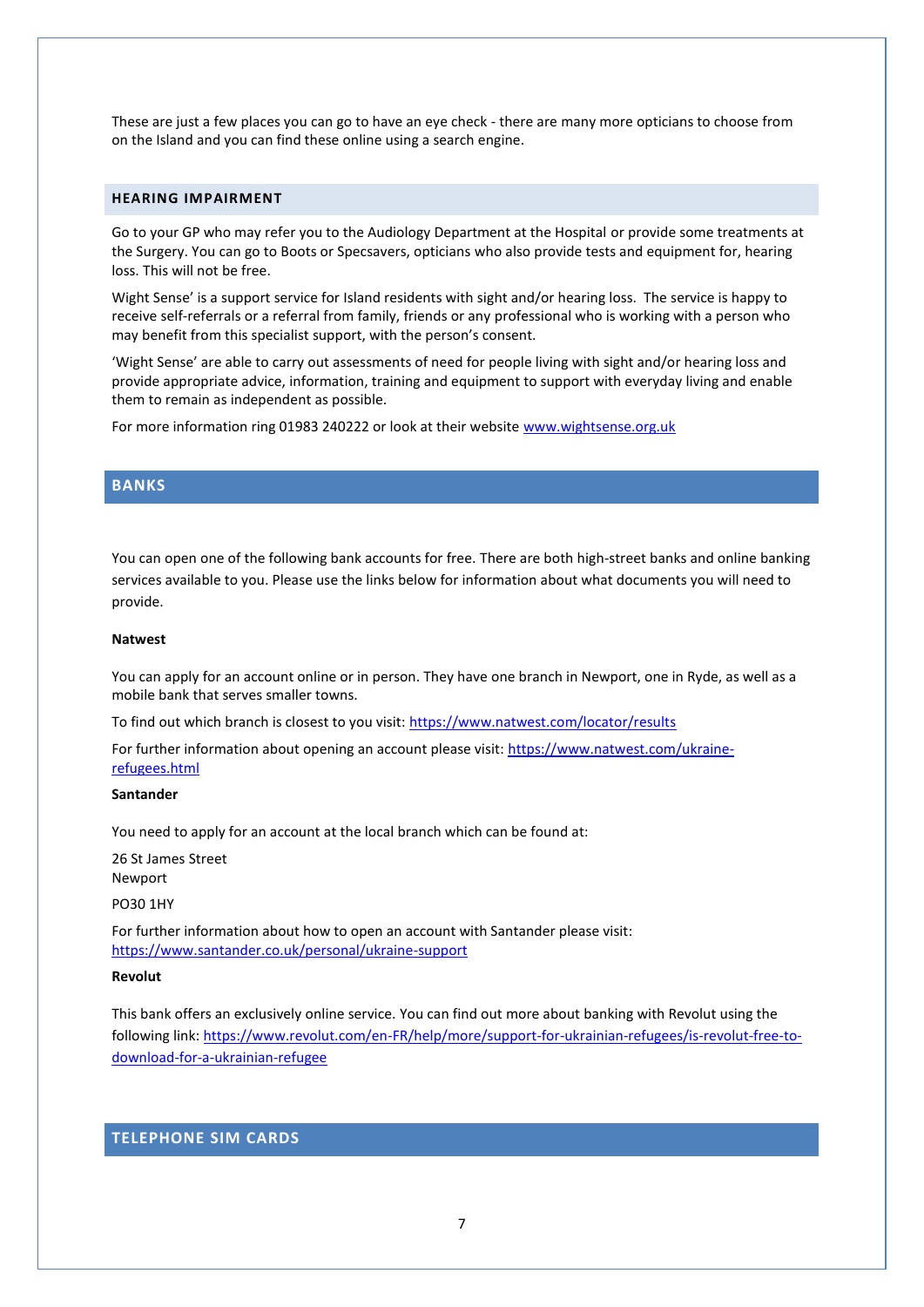These are just a few places you can go to have an eye check - there are many more opticians to choose from on the Island and you can find these online using a search engine.

### HEARING IMPAIRMENT

Go to your GP who may refer you to the Audiology Department at the Hospital or provide some treatments at the Surgery. You can go to Boots or Specsavers, opticians who also provide tests and equipment for, hearing loss. This will not be free.

Wight Sense' is a support service for Island residents with sight and/or hearing loss. The service is happy to receive self-referrals or a referral from family, friends or any professional who is working with a person who may benefit from this specialist support, with the person's consent.

'Wight Sense' are able to carry out assessments of need for people living with sight and/or hearing loss and provide appropriate advice, information, training and equipment to support with everyday living and enable them to remain as independent as possible.

For more information ring 01983 240222 or look at their website [www.wightsense.org.uk](http://www.wightsense.org.uk)

## BANKS

You can open one of the following bank accounts for free. There are both high-street banks and online banking services available to you. Please use the links below for information about what documents you will need to provide.

**Natwest**

You can apply for an account online or in person. They have one branch in Newport, one in Ryde, as well as a mobile bank that serves smaller towns.

To find out which branch is closest to you visit: https://www.natwest.com/locator/results

For further information about opening an account please visit: https://www.natwest.com/ukraine-refugees.html

**Santander**

You need to apply for an account at the local branch which can be found at:

26 St James Street
Newport

PO30 1HY

For further information about how to open an account with Santander please visit: https://www.santander.co.uk/personal/ukraine-support

**Revolut**

This bank offers an exclusively online service. You can find out more about banking with Revolut using the following link: https://www.revolut.com/en-FR/help/more/support-for-ukrainian-refugees/is-revolut-free-to-download-for-a-ukrainian-refugee

## TELEPHONE SIM CARDS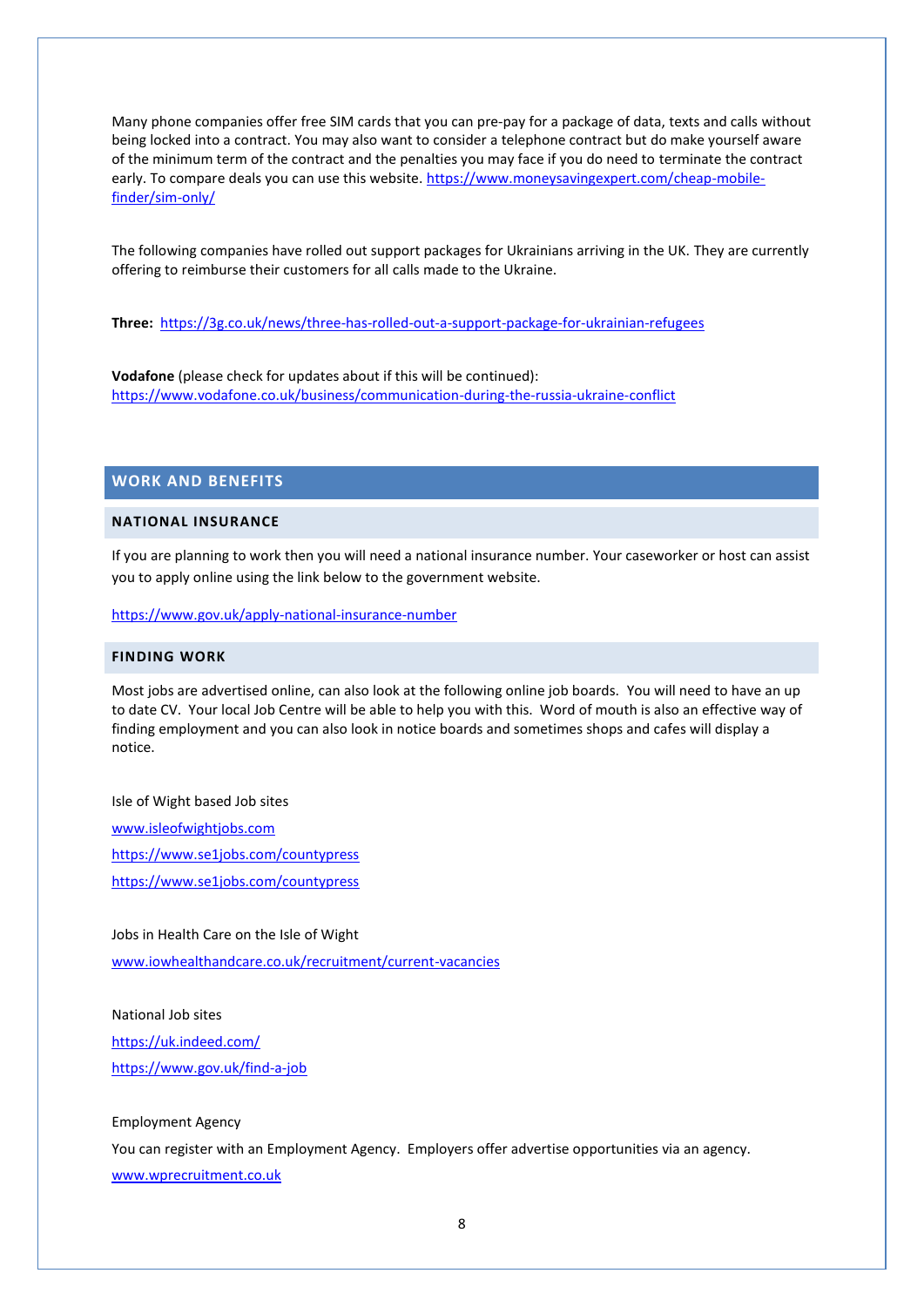Many phone companies offer free SIM cards that you can pre-pay for a package of data, texts and calls without being locked into a contract. You may also want to consider a telephone contract but do make yourself aware of the minimum term of the contract and the penalties you may face if you do need to terminate the contract early. To compare deals you can use this website. https://www.moneysavingexpert.com/cheap-mobile-finder/sim-only/

The following companies have rolled out support packages for Ukrainians arriving in the UK. They are currently offering to reimburse their customers for all calls made to the Ukraine.

**Three:** https://3g.co.uk/news/three-has-rolled-out-a-support-package-for-ukrainian-refugees

**Vodafone** (please check for updates about if this will be continued):
https://www.vodafone.co.uk/business/communication-during-the-russia-ukraine-conflict

## WORK AND BENEFITS

### NATIONAL INSURANCE

If you are planning to work then you will need a national insurance number. Your caseworker or host can assist you to apply online using the link below to the government website.

https://www.gov.uk/apply-national-insurance-number

### FINDING WORK

Most jobs are advertised online, can also look at the following online job boards. You will need to have an up to date CV. Your local Job Centre will be able to help you with this. Word of mouth is also an effective way of finding employment and you can also look in notice boards and sometimes shops and cafes will display a notice.

Isle of Wight based Job sites

www.isleofwightjobs.com

https://www.se1jobs.com/countypress

https://www.se1jobs.com/countypress

Jobs in Health Care on the Isle of Wight

www.iowhealthandcare.co.uk/recruitment/current-vacancies

National Job sites

https://uk.indeed.com/

https://www.gov.uk/find-a-job

Employment Agency

You can register with an Employment Agency. Employers offer advertise opportunities via an agency.

www.wprecruitment.co.uk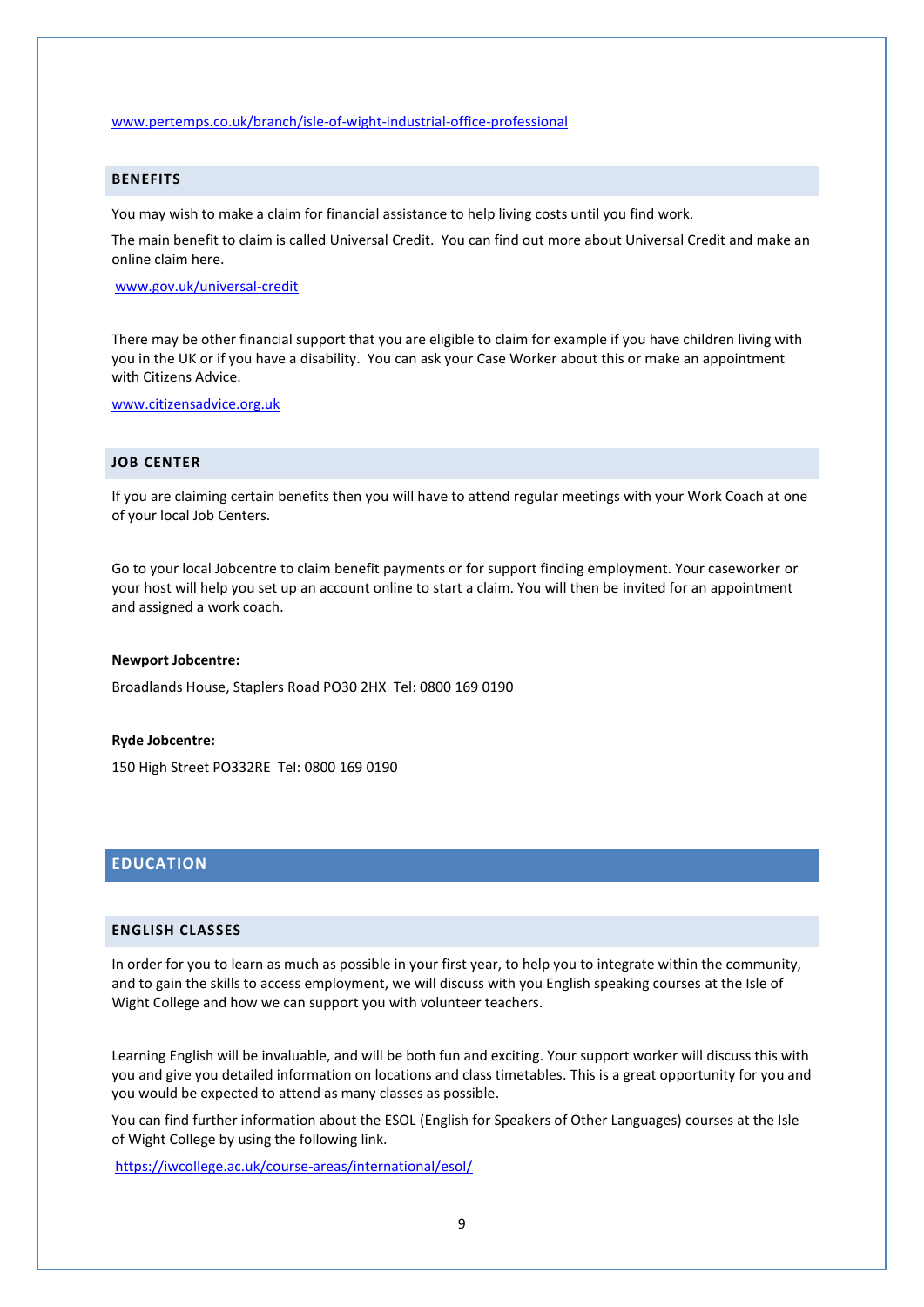www.pertemps.co.uk/branch/isle-of-wight-industrial-office-professional

### BENEFITS

You may wish to make a claim for financial assistance to help living costs until you find work.

The main benefit to claim is called Universal Credit. You can find out more about Universal Credit and make an online claim here.

www.gov.uk/universal-credit

There may be other financial support that you are eligible to claim for example if you have children living with you in the UK or if you have a disability. You can ask your Case Worker about this or make an appointment with Citizens Advice.

www.citizensadvice.org.uk

### JOB CENTER

If you are claiming certain benefits then you will have to attend regular meetings with your Work Coach at one of your local Job Centers.

Go to your local Jobcentre to claim benefit payments or for support finding employment. Your caseworker or your host will help you set up an account online to start a claim. You will then be invited for an appointment and assigned a work coach.

**Newport Jobcentre:**

Broadlands House, Staplers Road PO30 2HX Tel: 0800 169 0190

**Ryde Jobcentre:**

150 High Street PO332RE Tel: 0800 169 0190

## EDUCATION

### ENGLISH CLASSES

In order for you to learn as much as possible in your first year, to help you to integrate within the community, and to gain the skills to access employment, we will discuss with you English speaking courses at the Isle of Wight College and how we can support you with volunteer teachers.

Learning English will be invaluable, and will be both fun and exciting. Your support worker will discuss this with you and give you detailed information on locations and class timetables. This is a great opportunity for you and you would be expected to attend as many classes as possible.

You can find further information about the ESOL (English for Speakers of Other Languages) courses at the Isle of Wight College by using the following link.

https://iwcollege.ac.uk/course-areas/international/esol/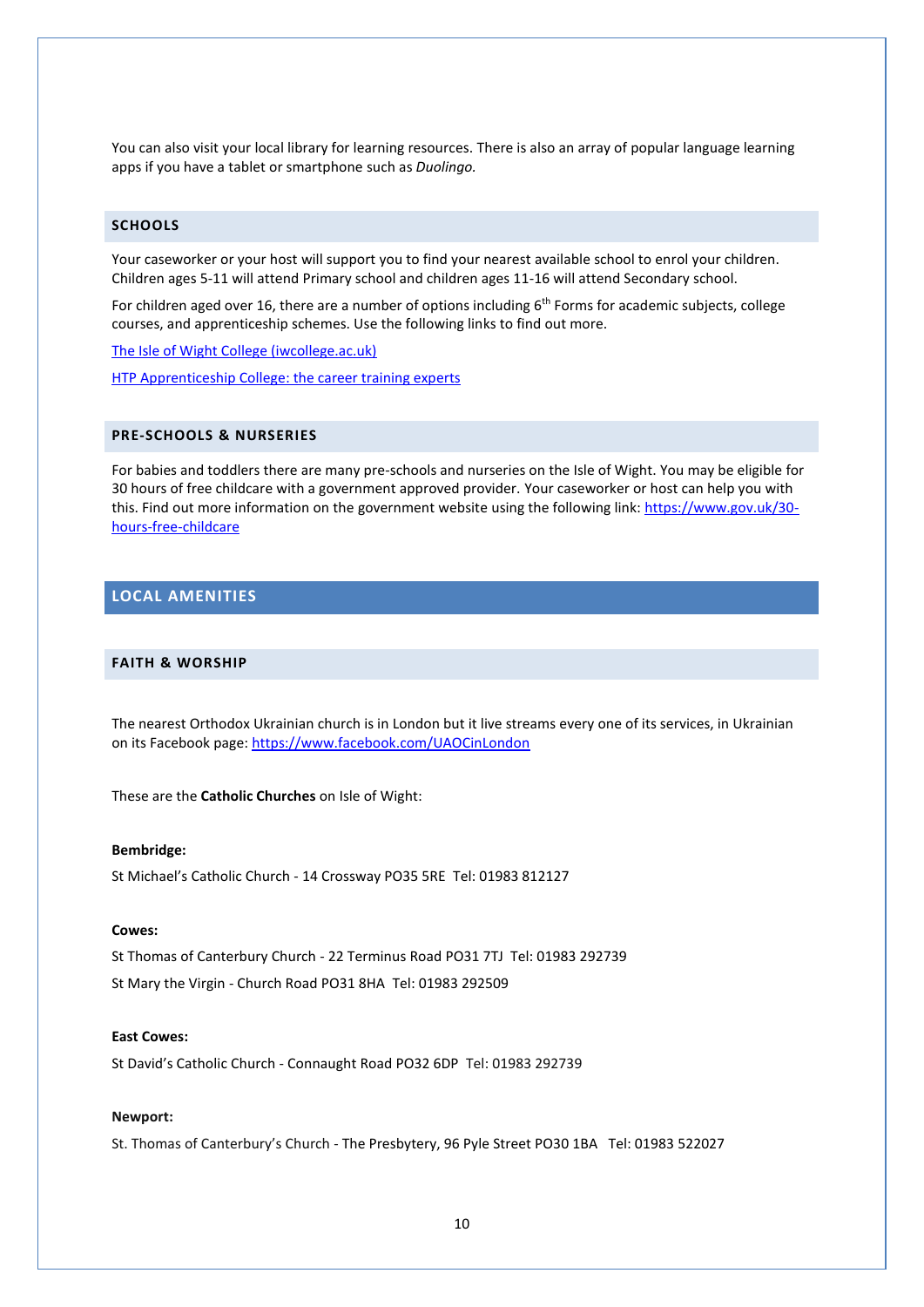You can also visit your local library for learning resources. There is also an array of popular language learning apps if you have a tablet or smartphone such as *Duolingo.*

### SCHOOLS

Your caseworker or your host will support you to find your nearest available school to enrol your children. Children ages 5-11 will attend Primary school and children ages 11-16 will attend Secondary school.

For children aged over 16, there are a number of options including 6th Forms for academic subjects, college courses, and apprenticeship schemes. Use the following links to find out more.

[The Isle of Wight College (iwcollege.ac.uk)](https://iwcollege.ac.uk)

HTP Apprenticeship College: the career training experts

### PRE-SCHOOLS & NURSERIES

For babies and toddlers there are many pre-schools and nurseries on the Isle of Wight. You may be eligible for 30 hours of free childcare with a government approved provider. Your caseworker or host can help you with this. Find out more information on the government website using the following link: [https://www.gov.uk/30-hours-free-childcare](https://www.gov.uk/30-hours-free-childcare)

## LOCAL AMENITIES

### FAITH & WORSHIP

The nearest Orthodox Ukrainian church is in London but it live streams every one of its services, in Ukrainian on its Facebook page: [https://www.facebook.com/UAOCinLondon](https://www.facebook.com/UAOCinLondon)

These are the **Catholic Churches** on Isle of Wight:

**Bembridge:**

St Michael's Catholic Church - 14 Crossway PO35 5RE Tel: 01983 812127

**Cowes:**

St Thomas of Canterbury Church - 22 Terminus Road PO31 7TJ Tel: 01983 292739

St Mary the Virgin - Church Road PO31 8HA Tel: 01983 292509

**East Cowes:**

St David's Catholic Church - Connaught Road PO32 6DP Tel: 01983 292739

**Newport:**

St. Thomas of Canterbury's Church - The Presbytery, 96 Pyle Street PO30 1BA Tel: 01983 522027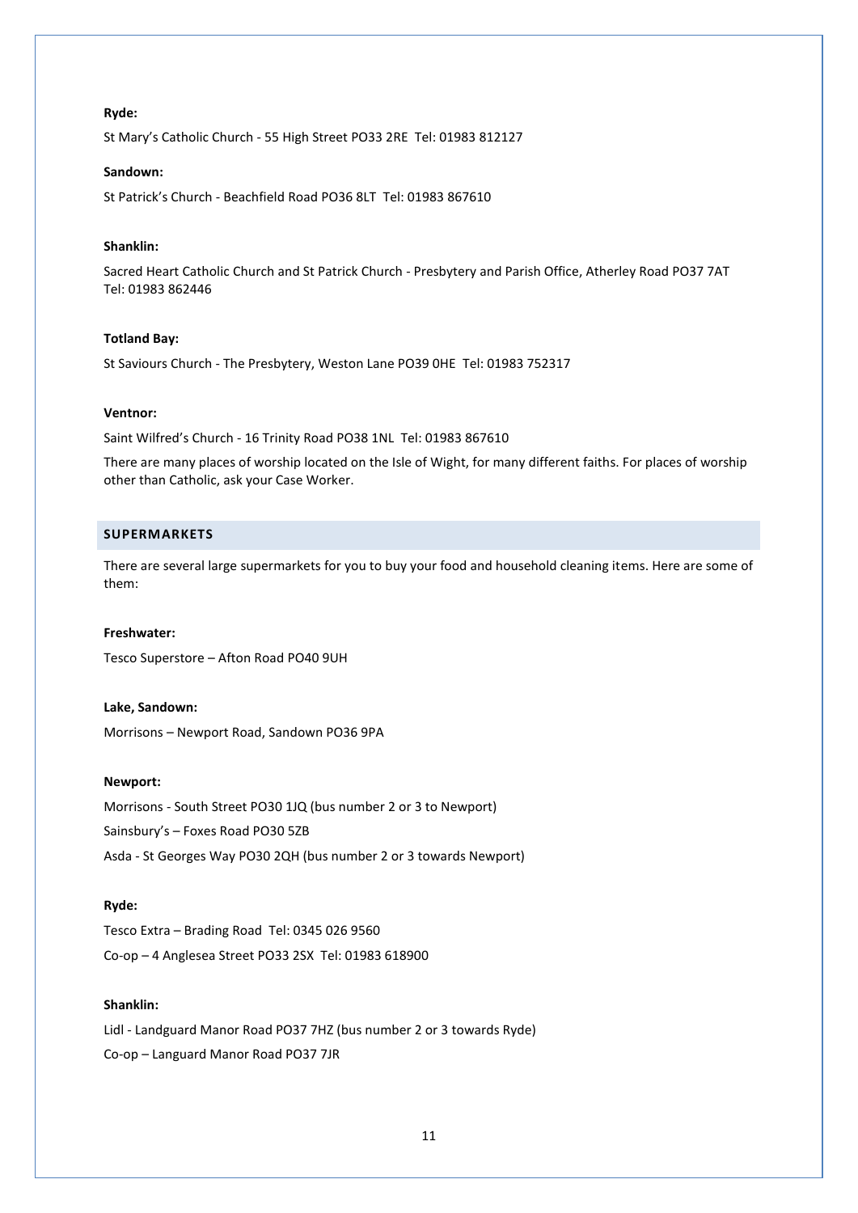**Ryde:**

St Mary's Catholic Church - 55 High Street PO33 2RE Tel: 01983 812127

**Sandown:**

St Patrick's Church - Beachfield Road PO36 8LT Tel: 01983 867610

**Shanklin:**

Sacred Heart Catholic Church and St Patrick Church - Presbytery and Parish Office, Atherley Road PO37 7AT Tel: 01983 862446

**Totland Bay:**

St Saviours Church - The Presbytery, Weston Lane PO39 0HE Tel: 01983 752317

**Ventnor:**

Saint Wilfred's Church - 16 Trinity Road PO38 1NL Tel: 01983 867610

There are many places of worship located on the Isle of Wight, for many different faiths. For places of worship other than Catholic, ask your Case Worker.

## SUPERMARKETS

There are several large supermarkets for you to buy your food and household cleaning items. Here are some of them:

**Freshwater:**

Tesco Superstore – Afton Road PO40 9UH

**Lake, Sandown:**

Morrisons – Newport Road, Sandown PO36 9PA

**Newport:**

Morrisons - South Street PO30 1JQ (bus number 2 or 3 to Newport)

Sainsbury's – Foxes Road PO30 5ZB

Asda - St Georges Way PO30 2QH (bus number 2 or 3 towards Newport)

**Ryde:**

Tesco Extra – Brading Road Tel: 0345 026 9560

Co-op – 4 Anglesea Street PO33 2SX Tel: 01983 618900

**Shanklin:**

Lidl - Landguard Manor Road PO37 7HZ (bus number 2 or 3 towards Ryde)

Co-op – Languard Manor Road PO37 7JR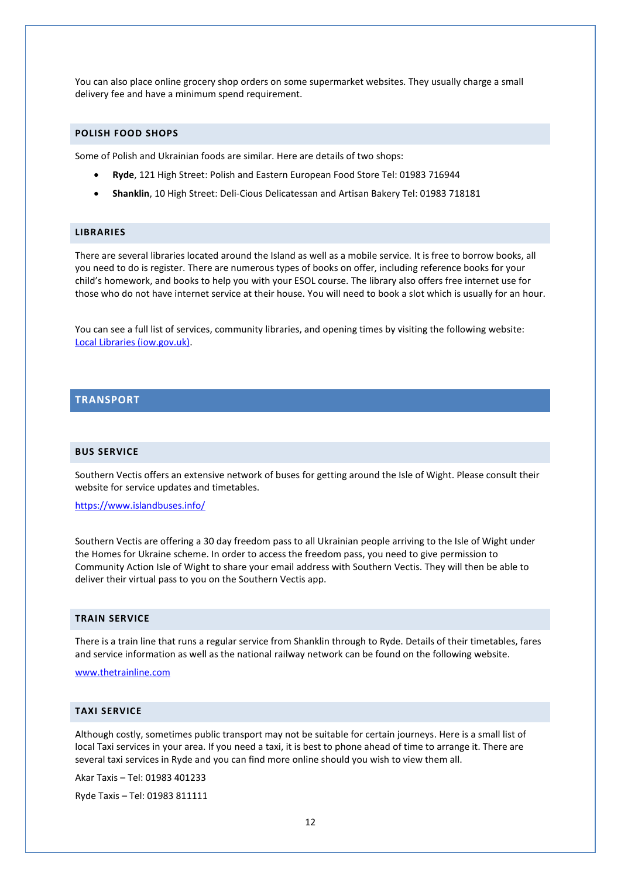You can also place online grocery shop orders on some supermarket websites. They usually charge a small delivery fee and have a minimum spend requirement.

### POLISH FOOD SHOPS

Some of Polish and Ukrainian foods are similar. Here are details of two shops:

- **Ryde**, 121 High Street: Polish and Eastern European Food Store Tel: 01983 716944
- **Shanklin**, 10 High Street: Deli-Cious Delicatessan and Artisan Bakery Tel: 01983 718181

### LIBRARIES

There are several libraries located around the Island as well as a mobile service. It is free to borrow books, all you need to do is register. There are numerous types of books on offer, including reference books for your child's homework, and books to help you with your ESOL course. The library also offers free internet use for those who do not have internet service at their house. You will need to book a slot which is usually for an hour.

You can see a full list of services, community libraries, and opening times by visiting the following website: [Local Libraries (iow.gov.uk)](iow.gov.uk).

## TRANSPORT

### BUS SERVICE

Southern Vectis offers an extensive network of buses for getting around the Isle of Wight. Please consult their website for service updates and timetables.

https://www.islandbuses.info/

Southern Vectis are offering a 30 day freedom pass to all Ukrainian people arriving to the Isle of Wight under the Homes for Ukraine scheme. In order to access the freedom pass, you need to give permission to Community Action Isle of Wight to share your email address with Southern Vectis. They will then be able to deliver their virtual pass to you on the Southern Vectis app.

### TRAIN SERVICE

There is a train line that runs a regular service from Shanklin through to Ryde. Details of their timetables, fares and service information as well as the national railway network can be found on the following website.

www.thetrainline.com

### TAXI SERVICE

Although costly, sometimes public transport may not be suitable for certain journeys. Here is a small list of local Taxi services in your area. If you need a taxi, it is best to phone ahead of time to arrange it. There are several taxi services in Ryde and you can find more online should you wish to view them all.

Akar Taxis – Tel: 01983 401233

Ryde Taxis – Tel: 01983 811111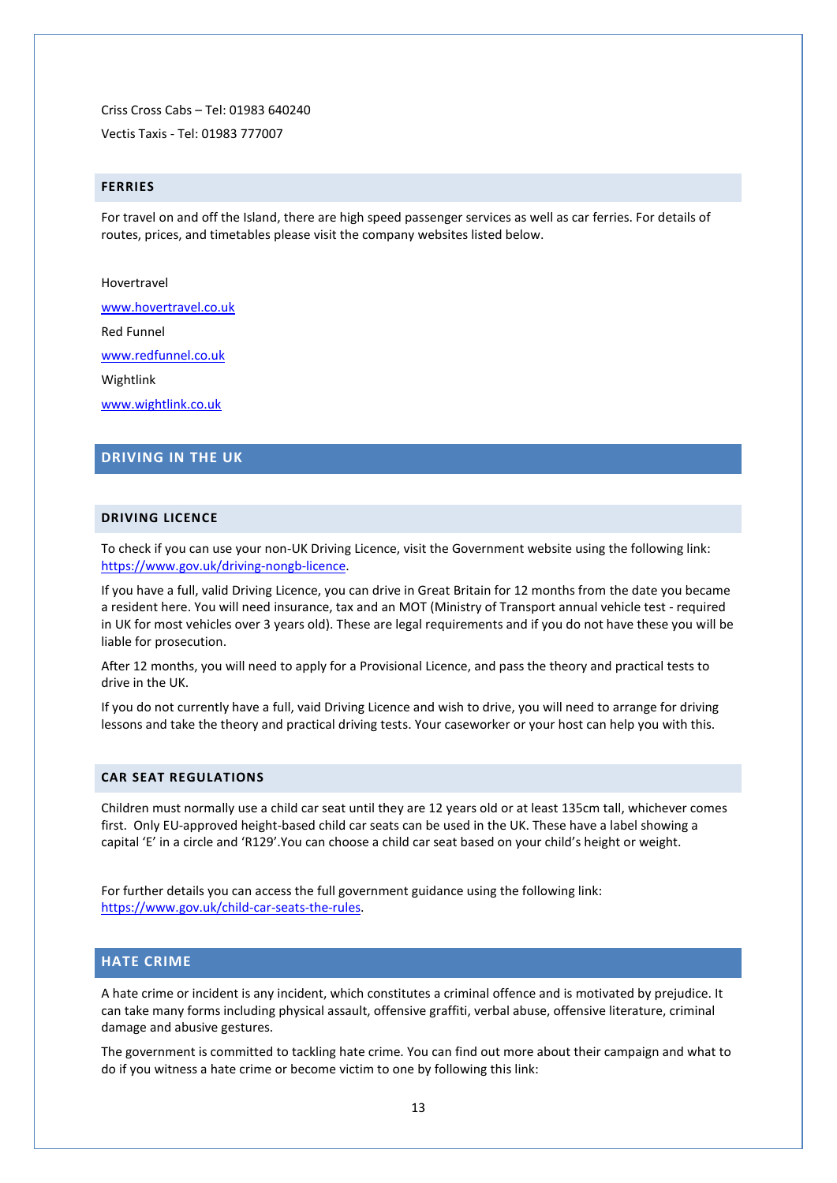Criss Cross Cabs – Tel: 01983 640240

Vectis Taxis - Tel: 01983 777007

### FERRIES

For travel on and off the Island, there are high speed passenger services as well as car ferries. For details of routes, prices, and timetables please visit the company websites listed below.

Hovertravel

www.hovertravel.co.uk

Red Funnel

www.redfunnel.co.uk

Wightlink

www.wightlink.co.uk

## DRIVING IN THE UK

### DRIVING LICENCE

To check if you can use your non-UK Driving Licence, visit the Government website using the following link: https://www.gov.uk/driving-nongb-licence.

If you have a full, valid Driving Licence, you can drive in Great Britain for 12 months from the date you became a resident here. You will need insurance, tax and an MOT (Ministry of Transport annual vehicle test - required in UK for most vehicles over 3 years old). These are legal requirements and if you do not have these you will be liable for prosecution.

After 12 months, you will need to apply for a Provisional Licence, and pass the theory and practical tests to drive in the UK.

If you do not currently have a full, vaid Driving Licence and wish to drive, you will need to arrange for driving lessons and take the theory and practical driving tests. Your caseworker or your host can help you with this.

### CAR SEAT REGULATIONS

Children must normally use a child car seat until they are 12 years old or at least 135cm tall, whichever comes first. Only EU-approved height-based child car seats can be used in the UK. These have a label showing a capital 'E' in a circle and 'R129'.You can choose a child car seat based on your child's height or weight.

For further details you can access the full government guidance using the following link: https://www.gov.uk/child-car-seats-the-rules.

## HATE CRIME

A hate crime or incident is any incident, which constitutes a criminal offence and is motivated by prejudice. It can take many forms including physical assault, offensive graffiti, verbal abuse, offensive literature, criminal damage and abusive gestures.

The government is committed to tackling hate crime. You can find out more about their campaign and what to do if you witness a hate crime or become victim to one by following this link: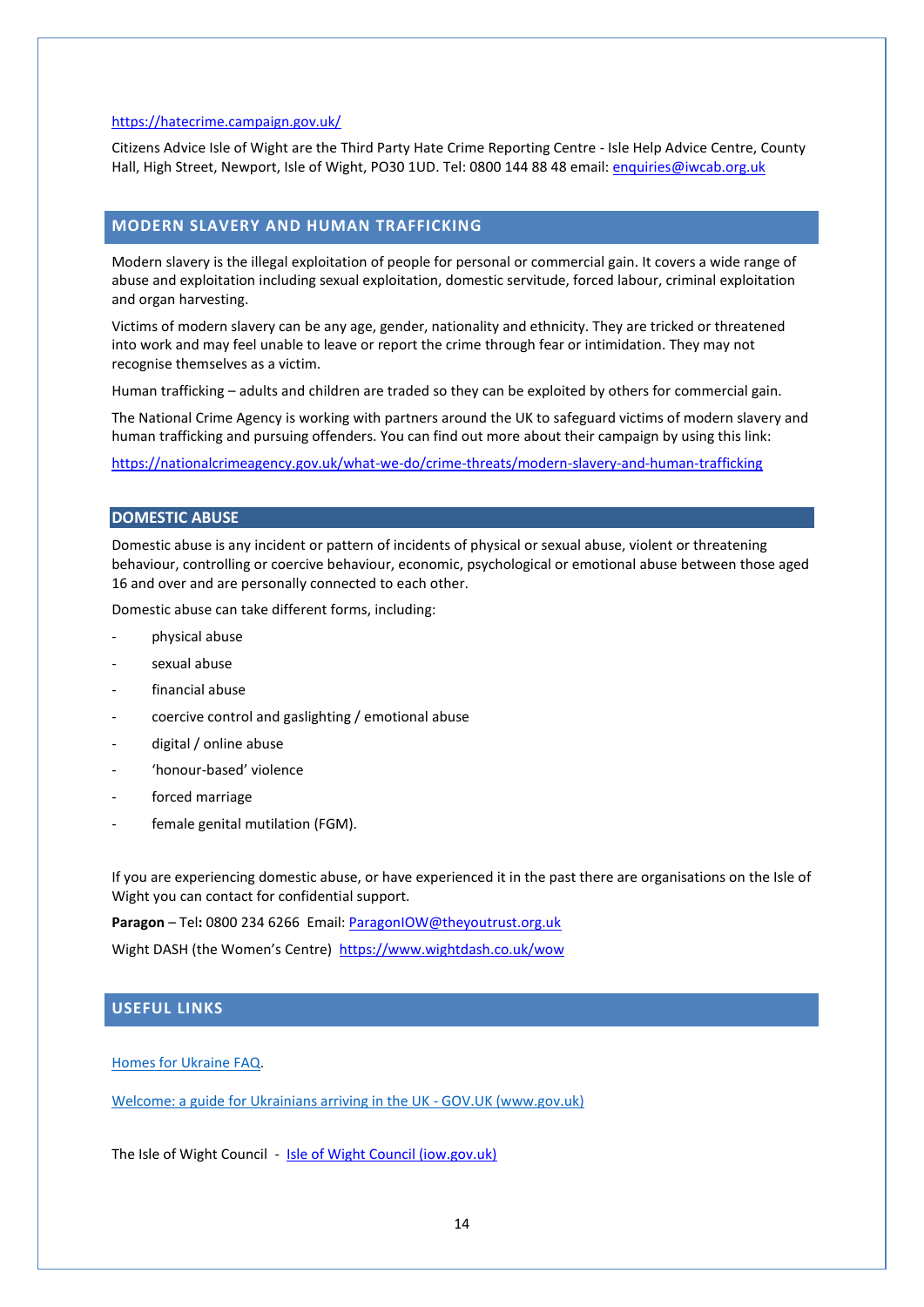https://hatecrime.campaign.gov.uk/

Citizens Advice Isle of Wight are the Third Party Hate Crime Reporting Centre - Isle Help Advice Centre, County Hall, High Street, Newport, Isle of Wight, PO30 1UD. Tel: 0800 144 88 48 email: enquiries@iwcab.org.uk

## MODERN SLAVERY AND HUMAN TRAFFICKING

Modern slavery is the illegal exploitation of people for personal or commercial gain. It covers a wide range of abuse and exploitation including sexual exploitation, domestic servitude, forced labour, criminal exploitation and organ harvesting.

Victims of modern slavery can be any age, gender, nationality and ethnicity. They are tricked or threatened into work and may feel unable to leave or report the crime through fear or intimidation. They may not recognise themselves as a victim.

Human trafficking – adults and children are traded so they can be exploited by others for commercial gain.

The National Crime Agency is working with partners around the UK to safeguard victims of modern slavery and human trafficking and pursuing offenders. You can find out more about their campaign by using this link:

https://nationalcrimeagency.gov.uk/what-we-do/crime-threats/modern-slavery-and-human-trafficking

## DOMESTIC ABUSE

Domestic abuse is any incident or pattern of incidents of physical or sexual abuse, violent or threatening behaviour, controlling or coercive behaviour, economic, psychological or emotional abuse between those aged 16 and over and are personally connected to each other.

Domestic abuse can take different forms, including:

- physical abuse
- sexual abuse
- financial abuse
- coercive control and gaslighting / emotional abuse
- digital / online abuse
- 'honour-based' violence
- forced marriage
- female genital mutilation (FGM).

If you are experiencing domestic abuse, or have experienced it in the past there are organisations on the Isle of Wight you can contact for confidential support.

**Paragon** – Tel**:** 0800 234 6266 Email: ParagonIOW@theyoutrust.org.uk

Wight DASH (the Women's Centre) https://www.wightdash.co.uk/wow

## USEFUL LINKS

Homes for Ukraine FAQ.

Welcome: a guide for Ukrainians arriving in the UK - GOV.UK (www.gov.uk)

The Isle of Wight Council - Isle of Wight Council (iow.gov.uk)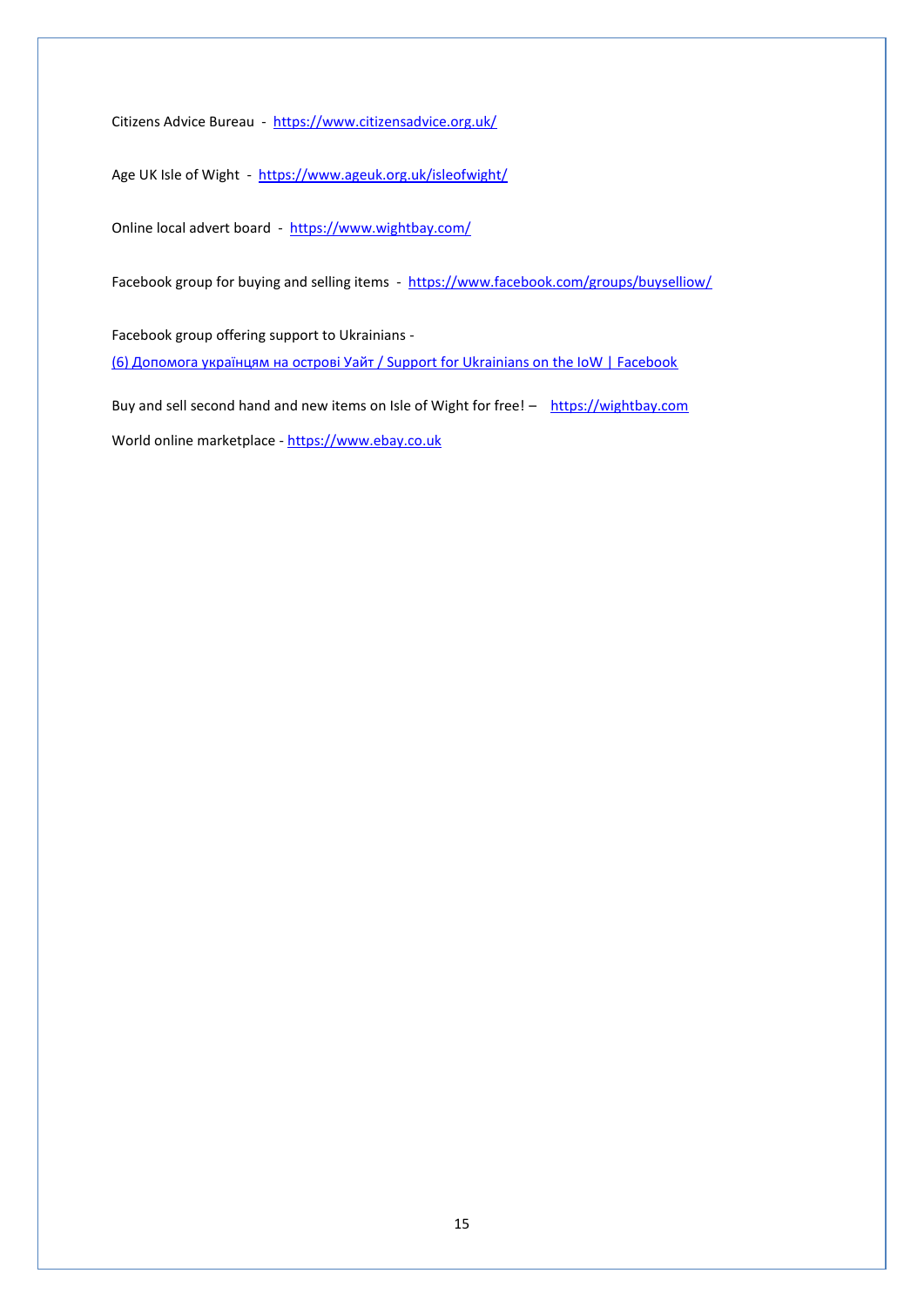Citizens Advice Bureau - https://www.citizensadvice.org.uk/

Age UK Isle of Wight - https://www.ageuk.org.uk/isleofwight/

Online local advert board - https://www.wightbay.com/

Facebook group for buying and selling items - https://www.facebook.com/groups/buyselliow/

Facebook group offering support to Ukrainians -

(6) Допомога українцям на острові Уайт / Support for Ukrainians on the IoW | Facebook

Buy and sell second hand and new items on Isle of Wight for free! – https://wightbay.com

World online marketplace - https://www.ebay.co.uk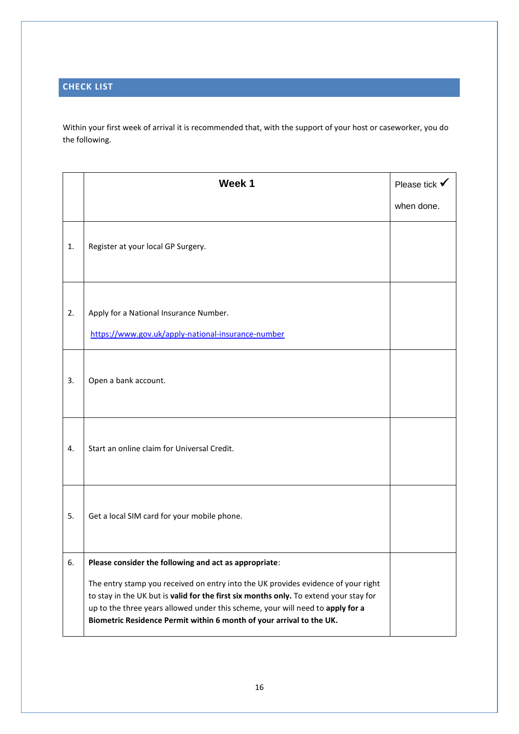## CHECK LIST

Within your first week of arrival it is recommended that, with the support of your host or caseworker, you do the following.

| | Week 1 | Please tick ✔ when done. |
|---|---|---|
| 1. | Register at your local GP Surgery. | |
| 2. | Apply for a National Insurance Number. <br><br> https://www.gov.uk/apply-national-insurance-number | |
| 3. | Open a bank account. | |
| 4. | Start an online claim for Universal Credit. | |
| 5. | Get a local SIM card for your mobile phone. | |
| 6. | **Please consider the following and act as appropriate**: <br><br> The entry stamp you received on entry into the UK provides evidence of your right to stay in the UK but is **valid for the first six months only.** To extend your stay for up to the three years allowed under this scheme, your will need to **apply for a Biometric Residence Permit within 6 month of your arrival to the UK.** | |